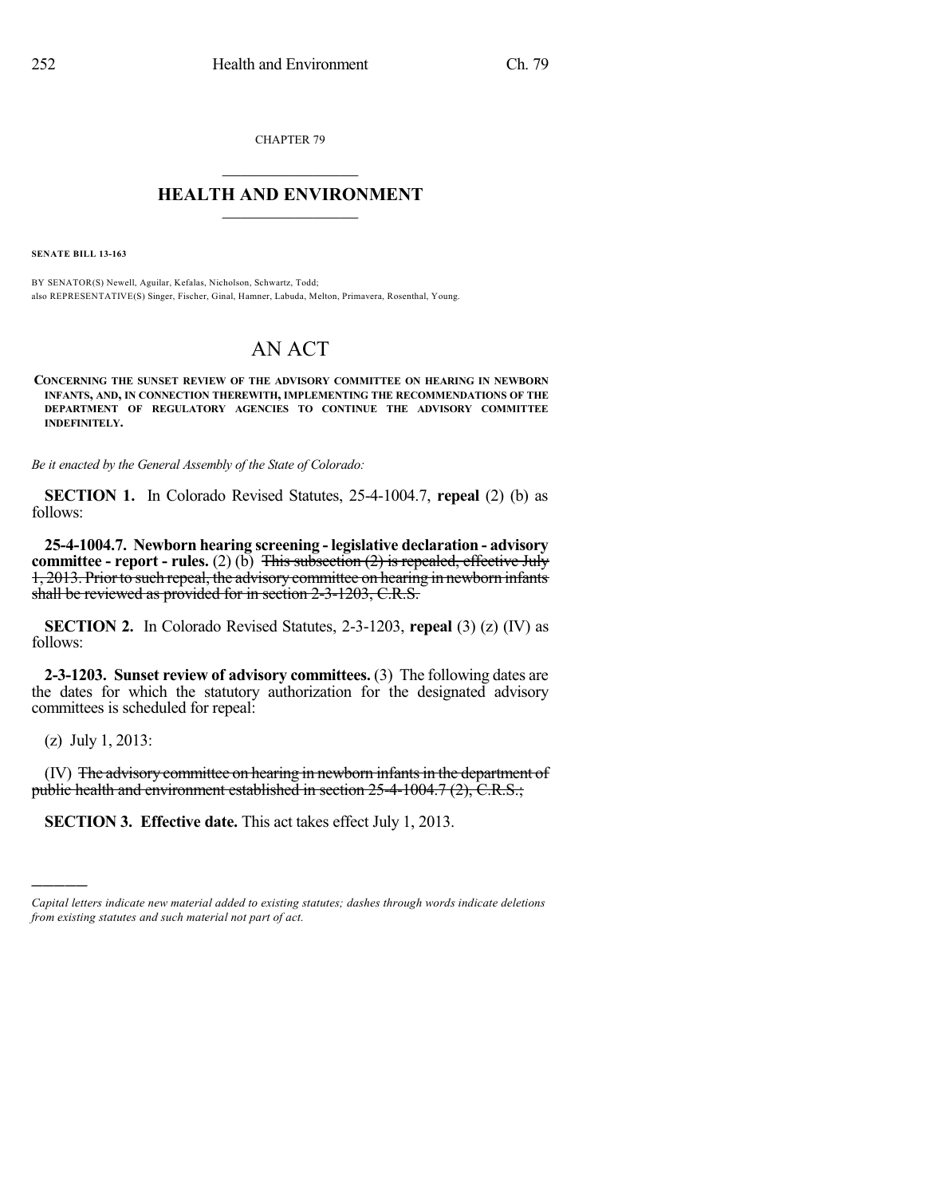CHAPTER 79

# HEALTH AND ENVIRONMENT

**SENATE BILL 13-163**

BY SENATOR(S) Newell, Aguilar, Kefalas, Nicholson, Schwartz, Todd;
also REPRESENTATIVE(S) Singer, Fischer, Ginal, Hamner, Labuda, Melton, Primavera, Rosenthal, Young.

# AN ACT

**CONCERNING THE SUNSET REVIEW OF THE ADVISORY COMMITTEE ON HEARING IN NEWBORN INFANTS, AND, IN CONNECTION THEREWITH, IMPLEMENTING THE RECOMMENDATIONS OF THE DEPARTMENT OF REGULATORY AGENCIES TO CONTINUE THE ADVISORY COMMITTEE INDEFINITELY.**

*Be it enacted by the General Assembly of the State of Colorado:*

**SECTION 1.** In Colorado Revised Statutes, 25-4-1004.7, **repeal** (2) (b) as follows:

**25-4-1004.7. Newborn hearing screening - legislative declaration - advisory committee - report - rules.** (2) (b) ~~This subsection (2) is repealed, effective July 1, 2013. Prior to such repeal, the advisory committee on hearing in newborn infants shall be reviewed as provided for in section 2-3-1203, C.R.S.~~

**SECTION 2.** In Colorado Revised Statutes, 2-3-1203, **repeal** (3) (z) (IV) as follows:

**2-3-1203. Sunset review of advisory committees.** (3) The following dates are the dates for which the statutory authorization for the designated advisory committees is scheduled for repeal:

(z) July 1, 2013:

(IV) ~~The advisory committee on hearing in newborn infants in the department of public health and environment established in section 25-4-1004.7 (2), C.R.S.;~~

**SECTION 3. Effective date.** This act takes effect July 1, 2013.

---

*Capital letters indicate new material added to existing statutes; dashes through words indicate deletions from existing statutes and such material not part of act.*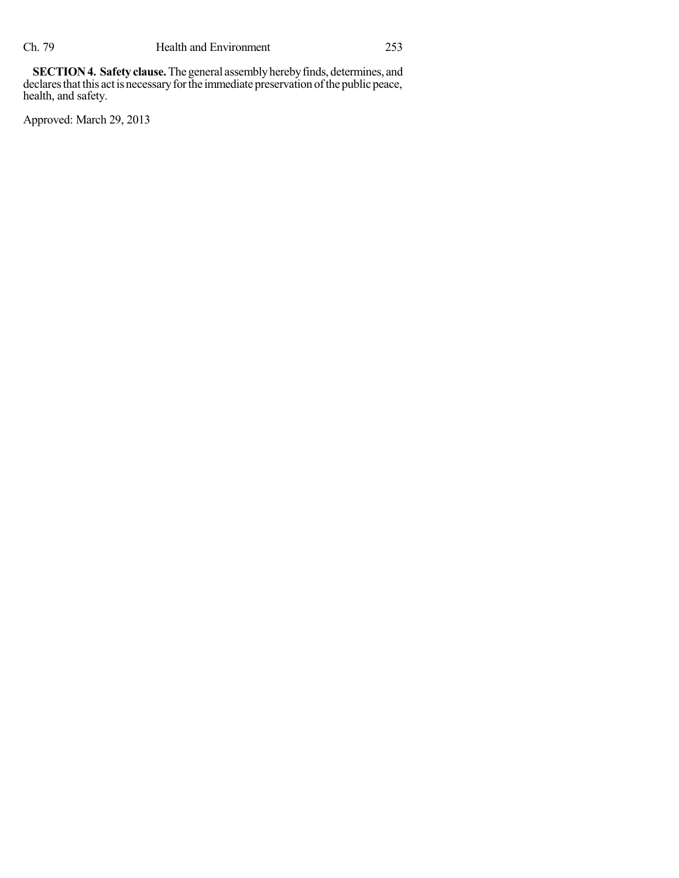**SECTION 4. Safety clause.** The general assembly hereby finds, determines, and declares that this act is necessary for the immediate preservation of the public peace, health, and safety.

Approved: March 29, 2013